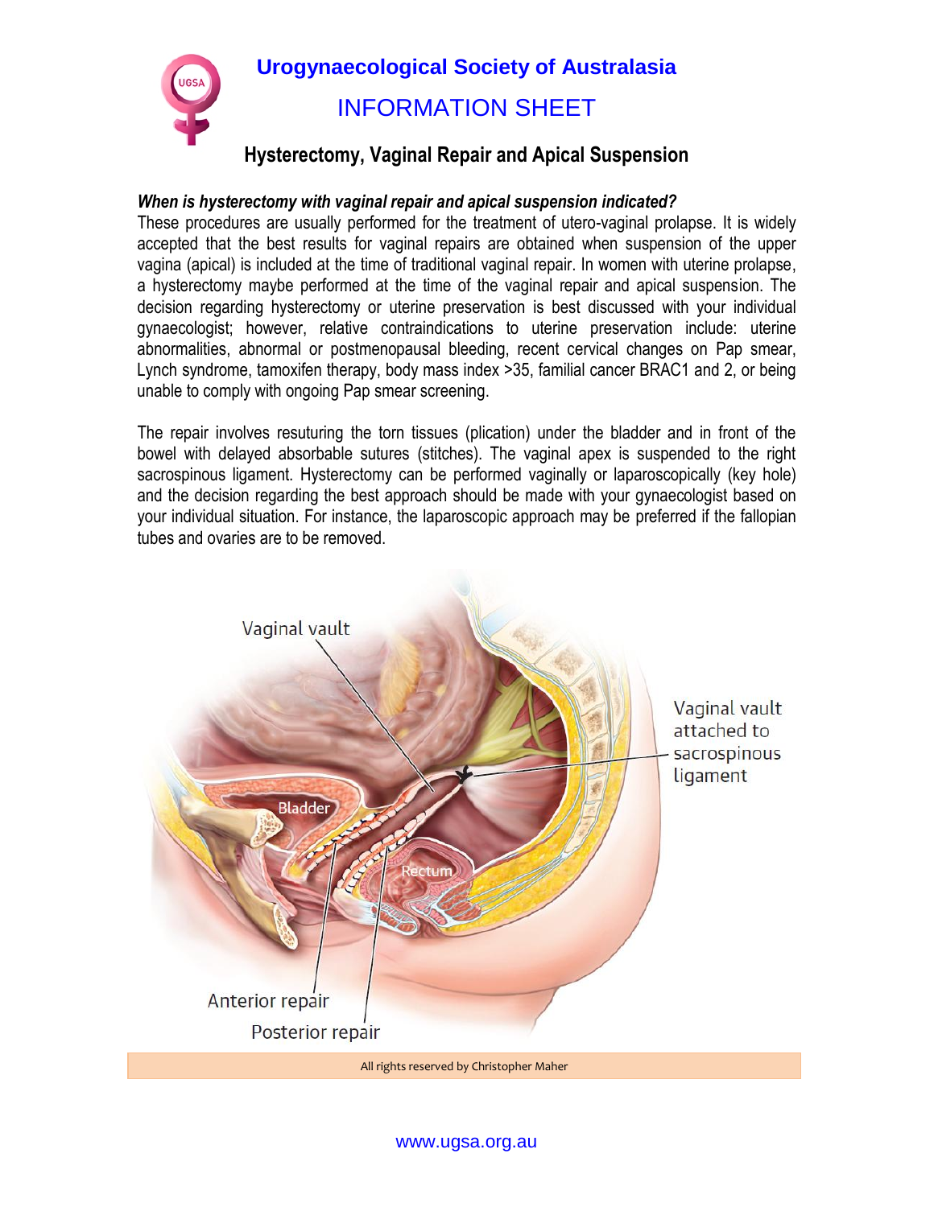# Urogynaecological Society of Australasia

## INFORMATION SHEET

### Hysterectomy, Vaginal Repair and Apical Suspension

***When is hysterectomy with vaginal repair and apical suspension indicated?***

These procedures are usually performed for the treatment of utero-vaginal prolapse. It is widely accepted that the best results for vaginal repairs are obtained when suspension of the upper vagina (apical) is included at the time of traditional vaginal repair. In women with uterine prolapse, a hysterectomy maybe performed at the time of the vaginal repair and apical suspension. The decision regarding hysterectomy or uterine preservation is best discussed with your individual gynaecologist; however, relative contraindications to uterine preservation include: uterine abnormalities, abnormal or postmenopausal bleeding, recent cervical changes on Pap smear, Lynch syndrome, tamoxifen therapy, body mass index >35, familial cancer BRAC1 and 2, or being unable to comply with ongoing Pap smear screening.

The repair involves resuturing the torn tissues (plication) under the bladder and in front of the bowel with delayed absorbable sutures (stitches). The vaginal apex is suspended to the right sacrospinous ligament. Hysterectomy can be performed vaginally or laparoscopically (key hole) and the decision regarding the best approach should be made with your gynaecologist based on your individual situation. For instance, the laparoscopic approach may be preferred if the fallopian tubes and ovaries are to be removed.

Vaginal vault

Vaginal vault attached to sacrospinous ligament

Bladder

Rectum

Anterior repair

Posterior repair

All rights reserved by Christopher Maher

www.ugsa.org.au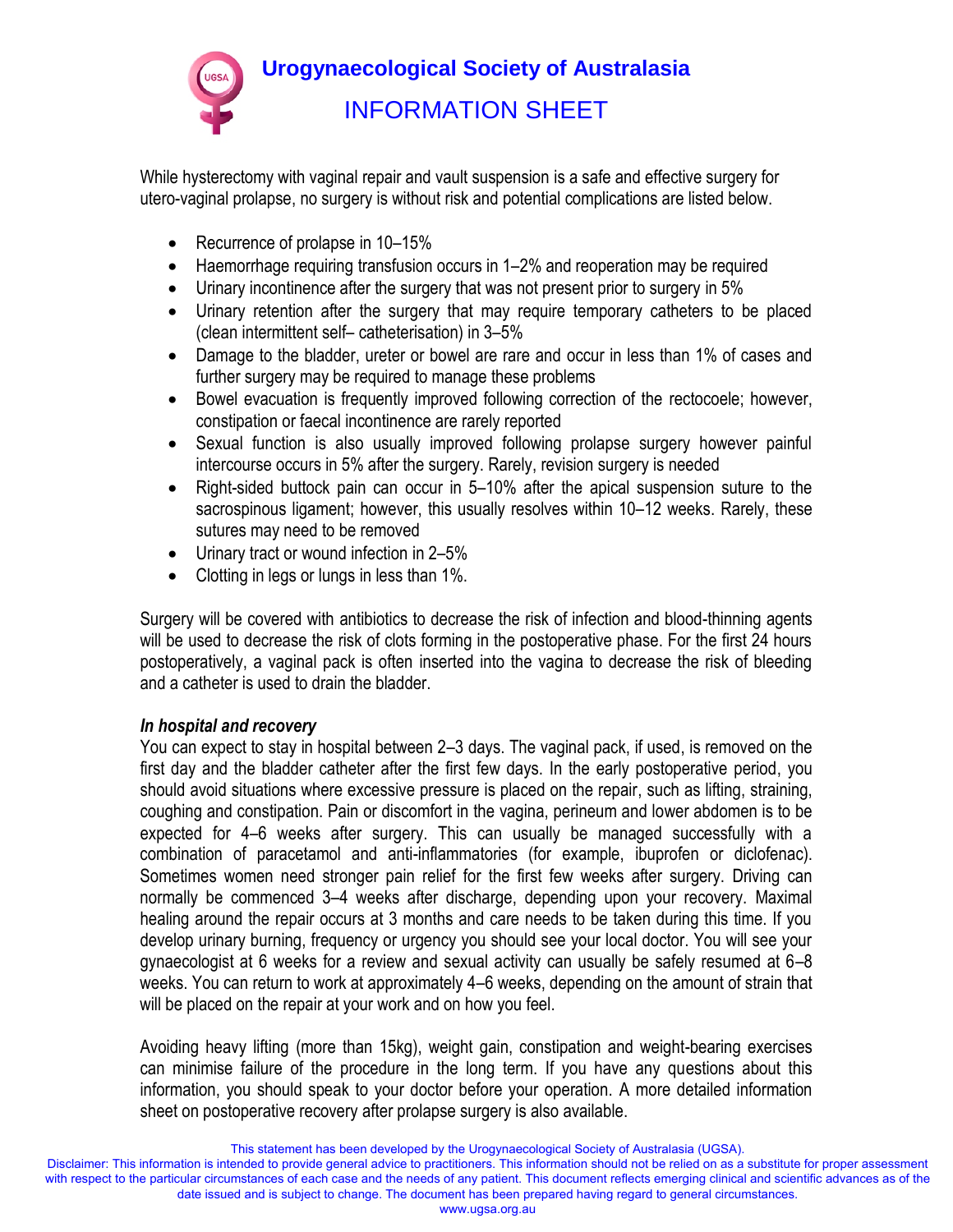# Urogynaecological Society of Australasia

## INFORMATION SHEET

While hysterectomy with vaginal repair and vault suspension is a safe and effective surgery for utero-vaginal prolapse, no surgery is without risk and potential complications are listed below.

- Recurrence of prolapse in 10–15%
- Haemorrhage requiring transfusion occurs in 1–2% and reoperation may be required
- Urinary incontinence after the surgery that was not present prior to surgery in 5%
- Urinary retention after the surgery that may require temporary catheters to be placed (clean intermittent self– catheterisation) in 3–5%
- Damage to the bladder, ureter or bowel are rare and occur in less than 1% of cases and further surgery may be required to manage these problems
- Bowel evacuation is frequently improved following correction of the rectocoele; however, constipation or faecal incontinence are rarely reported
- Sexual function is also usually improved following prolapse surgery however painful intercourse occurs in 5% after the surgery. Rarely, revision surgery is needed
- Right-sided buttock pain can occur in 5–10% after the apical suspension suture to the sacrospinous ligament; however, this usually resolves within 10–12 weeks. Rarely, these sutures may need to be removed
- Urinary tract or wound infection in 2–5%
- Clotting in legs or lungs in less than 1%.

Surgery will be covered with antibiotics to decrease the risk of infection and blood-thinning agents will be used to decrease the risk of clots forming in the postoperative phase. For the first 24 hours postoperatively, a vaginal pack is often inserted into the vagina to decrease the risk of bleeding and a catheter is used to drain the bladder.

***In hospital and recovery***

You can expect to stay in hospital between 2–3 days. The vaginal pack, if used, is removed on the first day and the bladder catheter after the first few days. In the early postoperative period, you should avoid situations where excessive pressure is placed on the repair, such as lifting, straining, coughing and constipation. Pain or discomfort in the vagina, perineum and lower abdomen is to be expected for 4–6 weeks after surgery. This can usually be managed successfully with a combination of paracetamol and anti-inflammatories (for example, ibuprofen or diclofenac). Sometimes women need stronger pain relief for the first few weeks after surgery. Driving can normally be commenced 3–4 weeks after discharge, depending upon your recovery. Maximal healing around the repair occurs at 3 months and care needs to be taken during this time. If you develop urinary burning, frequency or urgency you should see your local doctor. You will see your gynaecologist at 6 weeks for a review and sexual activity can usually be safely resumed at 6–8 weeks. You can return to work at approximately 4–6 weeks, depending on the amount of strain that will be placed on the repair at your work and on how you feel.

Avoiding heavy lifting (more than 15kg), weight gain, constipation and weight-bearing exercises can minimise failure of the procedure in the long term. If you have any questions about this information, you should speak to your doctor before your operation. A more detailed information sheet on postoperative recovery after prolapse surgery is also available.

This statement has been developed by the Urogynaecological Society of Australasia (UGSA).
Disclaimer: This information is intended to provide general advice to practitioners. This information should not be relied on as a substitute for proper assessment with respect to the particular circumstances of each case and the needs of any patient. This document reflects emerging clinical and scientific advances as of the date issued and is subject to change. The document has been prepared having regard to general circumstances.
www.ugsa.org.au